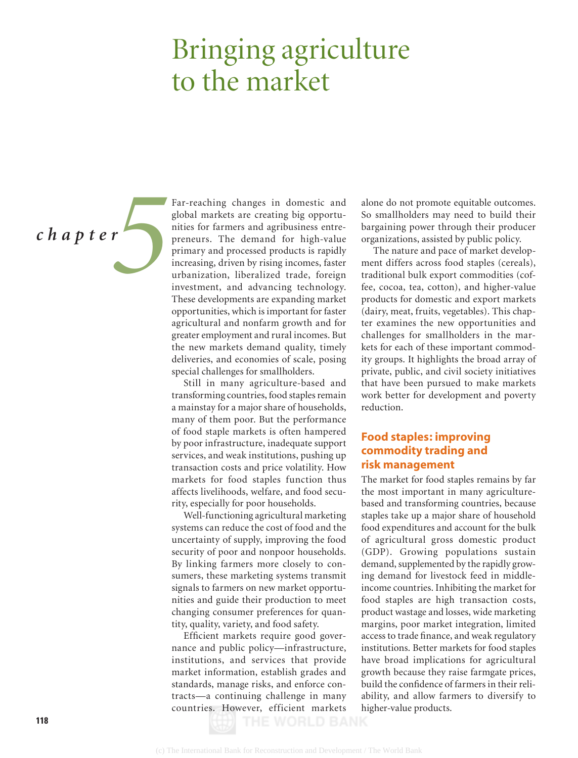# Bringing agriculture to the market

*chapter* 5

Far-reaching changes in domestic and global markets are creating big opportunities for farmers and agribusiness entrepreneurs. The demand for high-value primary and processed products is rapidly increasing, driven by rising incomes, faster urbanization, liberalized trade, foreign investment, and advancing technology. These developments are expanding market opportunities, which is important for faster agricultural and nonfarm growth and for greater employment and rural incomes. But the new markets demand quality, timely deliveries, and economies of scale, posing special challenges for smallholders.

Still in many agriculture-based and transforming countries, food staples remain a mainstay for a major share of households, many of them poor. But the performance of food staple markets is often hampered by poor infrastructure, inadequate support services, and weak institutions, pushing up transaction costs and price volatility. How markets for food staples function thus affects livelihoods, welfare, and food security, especially for poor households.

Well-functioning agricultural marketing systems can reduce the cost of food and the uncertainty of supply, improving the food security of poor and nonpoor households. By linking farmers more closely to consumers, these marketing systems transmit signals to farmers on new market opportunities and guide their production to meet changing consumer preferences for quantity, quality, variety, and food safety.

Efficient markets require good governance and public policy—infrastructure, institutions, and services that provide market information, establish grades and standards, manage risks, and enforce contracts—a continuing challenge in many countries. However, efficient markets alone do not promote equitable outcomes. So smallholders may need to build their bargaining power through their producer organizations, assisted by public policy.

The nature and pace of market development differs across food staples (cereals), traditional bulk export commodities (coffee, cocoa, tea, cotton), and higher-value products for domestic and export markets (dairy, meat, fruits, vegetables). This chapter examines the new opportunities and challenges for smallholders in the markets for each of these important commodity groups. It highlights the broad array of private, public, and civil society initiatives that have been pursued to make markets work better for development and poverty reduction.

## Food staples: improving commodity trading and risk management

The market for food staples remains by far the most important in many agriculture-based and transforming countries, because staples take up a major share of household food expenditures and account for the bulk of agricultural gross domestic product (GDP). Growing populations sustain demand, supplemented by the rapidly growing demand for livestock feed in middle-income countries. Inhibiting the market for food staples are high transaction costs, product wastage and losses, wide marketing margins, poor market integration, limited access to trade finance, and weak regulatory institutions. Better markets for food staples have broad implications for agricultural growth because they raise farmgate prices, build the confidence of farmers in their reliability, and allow farmers to diversify to higher-value products.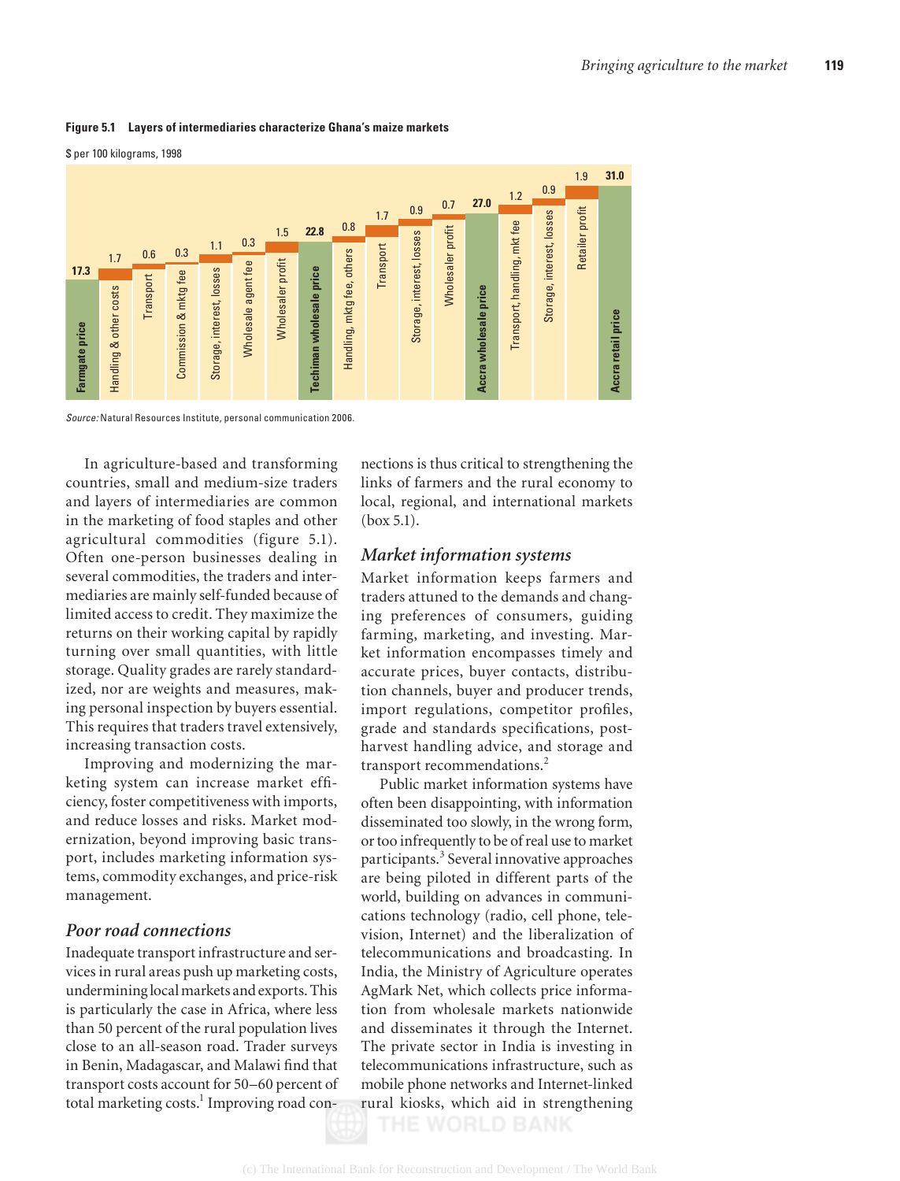**Figure 5.1 Layers of intermediaries characterize Ghana's maize markets**

$ per 100 kilograms, 1998

| Stage | $ per 100 kg |
|---|---|
| Farmgate price | 17.3 |
| Handling & other costs | 1.7 |
| Transport | 0.6 |
| Commission & mktg fee | 0.3 |
| Storage, interest, losses | 1.1 |
| Wholesale agent fee | 0.3 |
| Wholesaler profit | 1.5 |
| Techiman wholesale price | 22.8 |
| Handling, mktg fee, others | 0.8 |
| Transport | 1.7 |
| Storage, interest, losses | 0.9 |
| Wholesaler profit | 0.7 |
| Accra wholesale price | 27.0 |
| Transport, handling, mkt fee | 1.2 |
| Storage, interest, losses | 0.9 |
| Retailer profit | 1.9 |
| Accra retail price | 31.0 |

*Source:* Natural Resources Institute, personal communication 2006.

In agriculture-based and transforming countries, small and medium-size traders and layers of intermediaries are common in the marketing of food staples and other agricultural commodities (figure 5.1). Often one-person businesses dealing in several commodities, the traders and intermediaries are mainly self-funded because of limited access to credit. They maximize the returns on their working capital by rapidly turning over small quantities, with little storage. Quality grades are rarely standardized, nor are weights and measures, making personal inspection by buyers essential. This requires that traders travel extensively, increasing transaction costs.

Improving and modernizing the marketing system can increase market efficiency, foster competitiveness with imports, and reduce losses and risks. Market modernization, beyond improving basic transport, includes marketing information systems, commodity exchanges, and price-risk management.

### *Poor road connections*

Inadequate transport infrastructure and services in rural areas push up marketing costs, undermining local markets and exports. This is particularly the case in Africa, where less than 50 percent of the rural population lives close to an all-season road. Trader surveys in Benin, Madagascar, and Malawi find that transport costs account for 50–60 percent of total marketing costs.[1] Improving road connections is thus critical to strengthening the links of farmers and the rural economy to local, regional, and international markets (box 5.1).

### *Market information systems*

Market information keeps farmers and traders attuned to the demands and changing preferences of consumers, guiding farming, marketing, and investing. Market information encompasses timely and accurate prices, buyer contacts, distribution channels, buyer and producer trends, import regulations, competitor profiles, grade and standards specifications, postharvest handling advice, and storage and transport recommendations.[2]

Public market information systems have often been disappointing, with information disseminated too slowly, in the wrong form, or too infrequently to be of real use to market participants.[3] Several innovative approaches are being piloted in different parts of the world, building on advances in communications technology (radio, cell phone, television, Internet) and the liberalization of telecommunications and broadcasting. In India, the Ministry of Agriculture operates AgMark Net, which collects price information from wholesale markets nationwide and disseminates it through the Internet. The private sector in India is investing in telecommunications infrastructure, such as mobile phone networks and Internet-linked rural kiosks, which aid in strengthening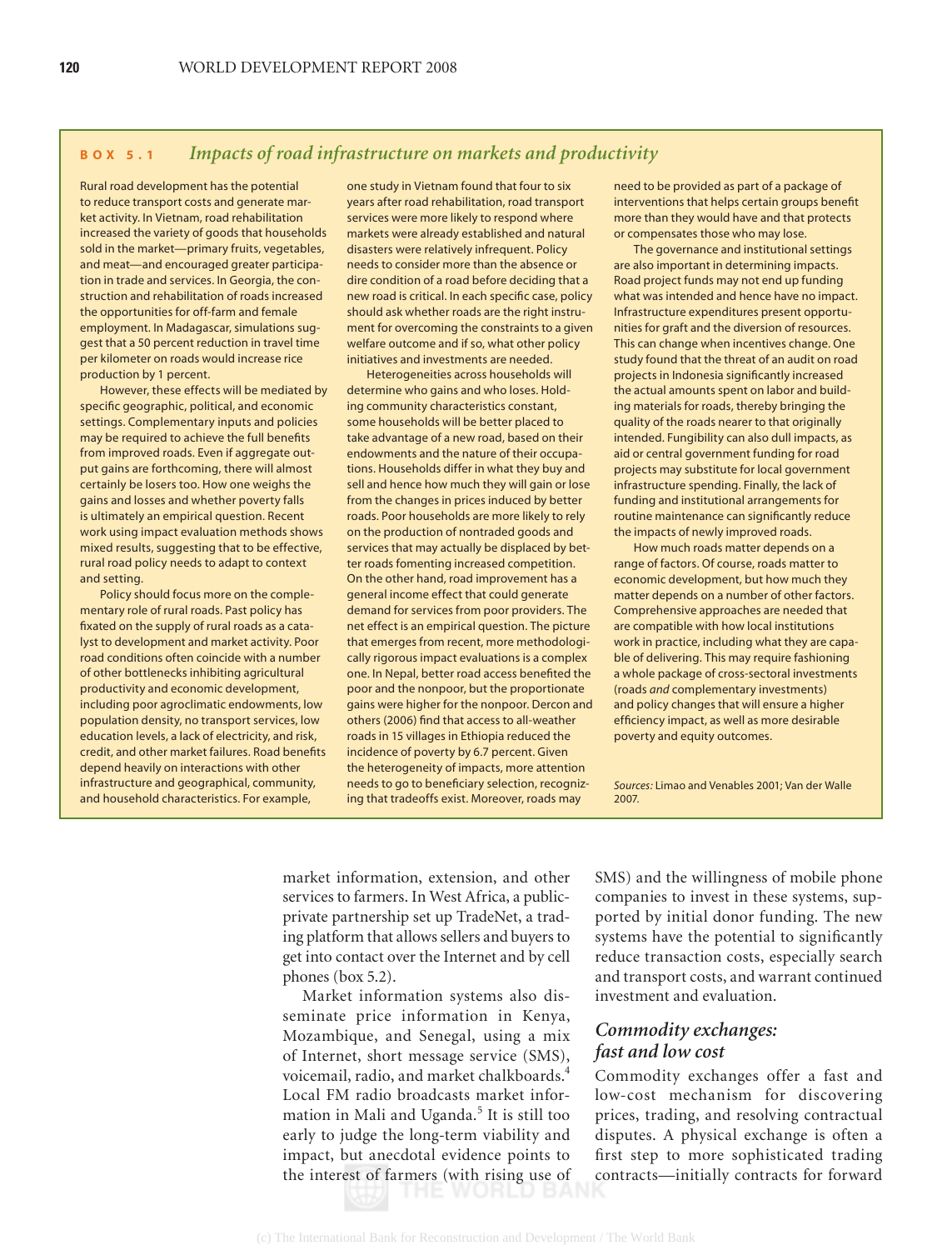## BOX 5.1 *Impacts of road infrastructure on markets and productivity*

Rural road development has the potential to reduce transport costs and generate market activity. In Vietnam, road rehabilitation increased the variety of goods that households sold in the market—primary fruits, vegetables, and meat—and encouraged greater participation in trade and services. In Georgia, the construction and rehabilitation of roads increased the opportunities for off-farm and female employment. In Madagascar, simulations suggest that a 50 percent reduction in travel time per kilometer on roads would increase rice production by 1 percent.

However, these effects will be mediated by specific geographic, political, and economic settings. Complementary inputs and policies may be required to achieve the full benefits from improved roads. Even if aggregate output gains are forthcoming, there will almost certainly be losers too. How one weighs the gains and losses and whether poverty falls is ultimately an empirical question. Recent work using impact evaluation methods shows mixed results, suggesting that to be effective, rural road policy needs to adapt to context and setting.

Policy should focus more on the complementary role of rural roads. Past policy has fixated on the supply of rural roads as a catalyst to development and market activity. Poor road conditions often coincide with a number of other bottlenecks inhibiting agricultural productivity and economic development, including poor agroclimatic endowments, low population density, no transport services, low education levels, a lack of electricity, and risk, credit, and other market failures. Road benefits depend heavily on interactions with other infrastructure and geographical, community, and household characteristics. For example, one study in Vietnam found that four to six years after road rehabilitation, road transport services were more likely to respond where markets were already established and natural disasters were relatively infrequent. Policy needs to consider more than the absence or dire condition of a road before deciding that a new road is critical. In each specific case, policy should ask whether roads are the right instrument for overcoming the constraints to a given welfare outcome and if so, what other policy initiatives and investments are needed.

Heterogeneities across households will determine who gains and who loses. Holding community characteristics constant, some households will be better placed to take advantage of a new road, based on their endowments and the nature of their occupations. Households differ in what they buy and sell and hence how much they will gain or lose from the changes in prices induced by better roads. Poor households are more likely to rely on the production of nontraded goods and services that may actually be displaced by better roads fomenting increased competition. On the other hand, road improvement has a general income effect that could generate demand for services from poor providers. The net effect is an empirical question. The picture that emerges from recent, more methodologically rigorous impact evaluations is a complex one. In Nepal, better road access benefited the poor and the nonpoor, but the proportionate gains were higher for the nonpoor. Dercon and others (2006) find that access to all-weather roads in 15 villages in Ethiopia reduced the incidence of poverty by 6.7 percent. Given the heterogeneity of impacts, more attention needs to go to beneficiary selection, recognizing that tradeoffs exist. Moreover, roads may need to be provided as part of a package of interventions that helps certain groups benefit more than they would have and that protects or compensates those who may lose.

The governance and institutional settings are also important in determining impacts. Road project funds may not end up funding what was intended and hence have no impact. Infrastructure expenditures present opportunities for graft and the diversion of resources. This can change when incentives change. One study found that the threat of an audit on road projects in Indonesia significantly increased the actual amounts spent on labor and building materials for roads, thereby bringing the quality of the roads nearer to that originally intended. Fungibility can also dull impacts, as aid or central government funding for road projects may substitute for local government infrastructure spending. Finally, the lack of funding and institutional arrangements for routine maintenance can significantly reduce the impacts of newly improved roads.

How much roads matter depends on a range of factors. Of course, roads matter to economic development, but how much they matter depends on a number of other factors. Comprehensive approaches are needed that are compatible with how local institutions work in practice, including what they are capable of delivering. This may require fashioning a whole package of cross-sectoral investments (roads *and* complementary investments) and policy changes that will ensure a higher efficiency impact, as well as more desirable poverty and equity outcomes.

*Sources:* Limao and Venables 2001; Van der Walle 2007.

market information, extension, and other services to farmers. In West Africa, a public-private partnership set up TradeNet, a trading platform that allows sellers and buyers to get into contact over the Internet and by cell phones (box 5.2).

Market information systems also disseminate price information in Kenya, Mozambique, and Senegal, using a mix of Internet, short message service (SMS), voicemail, radio, and market chalkboards.[4] Local FM radio broadcasts market information in Mali and Uganda.[5] It is still too early to judge the long-term viability and impact, but anecdotal evidence points to the interest of farmers (with rising use of SMS) and the willingness of mobile phone companies to invest in these systems, supported by initial donor funding. The new systems have the potential to significantly reduce transaction costs, especially search and transport costs, and warrant continued investment and evaluation.

### *Commodity exchanges: fast and low cost*

Commodity exchanges offer a fast and low-cost mechanism for discovering prices, trading, and resolving contractual disputes. A physical exchange is often a first step to more sophisticated trading contracts—initially contracts for forward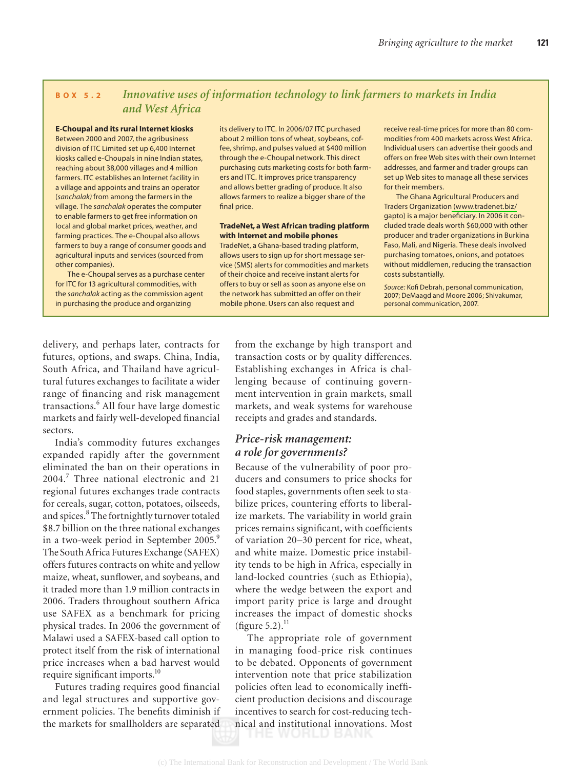## BOX 5.2 *Innovative uses of information technology to link farmers to markets in India and West Africa*

**E-Choupal and its rural Internet kiosks**

Between 2000 and 2007, the agribusiness division of ITC Limited set up 6,400 Internet kiosks called e-Choupals in nine Indian states, reaching about 38,000 villages and 4 million farmers. ITC establishes an Internet facility in a village and appoints and trains an operator (*sanchalak)* from among the farmers in the village. The *sanchalak* operates the computer to enable farmers to get free information on local and global market prices, weather, and farming practices. The e-Choupal also allows farmers to buy a range of consumer goods and agricultural inputs and services (sourced from other companies).

The e-Choupal serves as a purchase center for ITC for 13 agricultural commodities, with the *sanchalak* acting as the commission agent in purchasing the produce and organizing its delivery to ITC. In 2006/07 ITC purchased about 2 million tons of wheat, soybeans, coffee, shrimp, and pulses valued at $400 million through the e-Choupal network. This direct purchasing cuts marketing costs for both farmers and ITC. It improves price transparency and allows better grading of produce. It also allows farmers to realize a bigger share of the final price.

**TradeNet, a West African trading platform with Internet and mobile phones**

TradeNet, a Ghana-based trading platform, allows users to sign up for short message service (SMS) alerts for commodities and markets of their choice and receive instant alerts for offers to buy or sell as soon as anyone else on the network has submitted an offer on their mobile phone. Users can also request and receive real-time prices for more than 80 commodities from 400 markets across West Africa. Individual users can advertise their goods and offers on free Web sites with their own Internet addresses, and farmer and trader groups can set up Web sites to manage all these services for their members.

The Ghana Agricultural Producers and Traders Organization (www.tradenet.biz/gapto) is a major beneficiary. In 2006 it concluded trade deals worth $60,000 with other producer and trader organizations in Burkina Faso, Mali, and Nigeria. These deals involved purchasing tomatoes, onions, and potatoes without middlemen, reducing the transaction costs substantially.

*Source:* Kofi Debrah, personal communication, 2007; DeMaagd and Moore 2006; Shivakumar, personal communication, 2007.

---

delivery, and perhaps later, contracts for futures, options, and swaps. China, India, South Africa, and Thailand have agricultural futures exchanges to facilitate a wider range of financing and risk management transactions.[6] All four have large domestic markets and fairly well-developed financial sectors.

India's commodity futures exchanges expanded rapidly after the government eliminated the ban on their operations in 2004.[7] Three national electronic and 21 regional futures exchanges trade contracts for cereals, sugar, cotton, potatoes, oilseeds, and spices.[8] The fortnightly turnover totaled $8.7 billion on the three national exchanges in a two-week period in September 2005.[9] The South Africa Futures Exchange (SAFEX) offers futures contracts on white and yellow maize, wheat, sunflower, and soybeans, and it traded more than 1.9 million contracts in 2006. Traders throughout southern Africa use SAFEX as a benchmark for pricing physical trades. In 2006 the government of Malawi used a SAFEX-based call option to protect itself from the risk of international price increases when a bad harvest would require significant imports.[10]

Futures trading requires good financial and legal structures and supportive government policies. The benefits diminish if the markets for smallholders are separated from the exchange by high transport and transaction costs or by quality differences. Establishing exchanges in Africa is challenging because of continuing government intervention in grain markets, small markets, and weak systems for warehouse receipts and grades and standards.

### *Price-risk management: a role for governments?*

Because of the vulnerability of poor producers and consumers to price shocks for food staples, governments often seek to stabilize prices, countering efforts to liberalize markets. The variability in world grain prices remains significant, with coefficients of variation 20–30 percent for rice, wheat, and white maize. Domestic price instability tends to be high in Africa, especially in land-locked countries (such as Ethiopia), where the wedge between the export and import parity price is large and drought increases the impact of domestic shocks (figure 5.2).[11]

The appropriate role of government in managing food-price risk continues to be debated. Opponents of government intervention note that price stabilization policies often lead to economically inefficient production decisions and discourage incentives to search for cost-reducing technical and institutional innovations. Most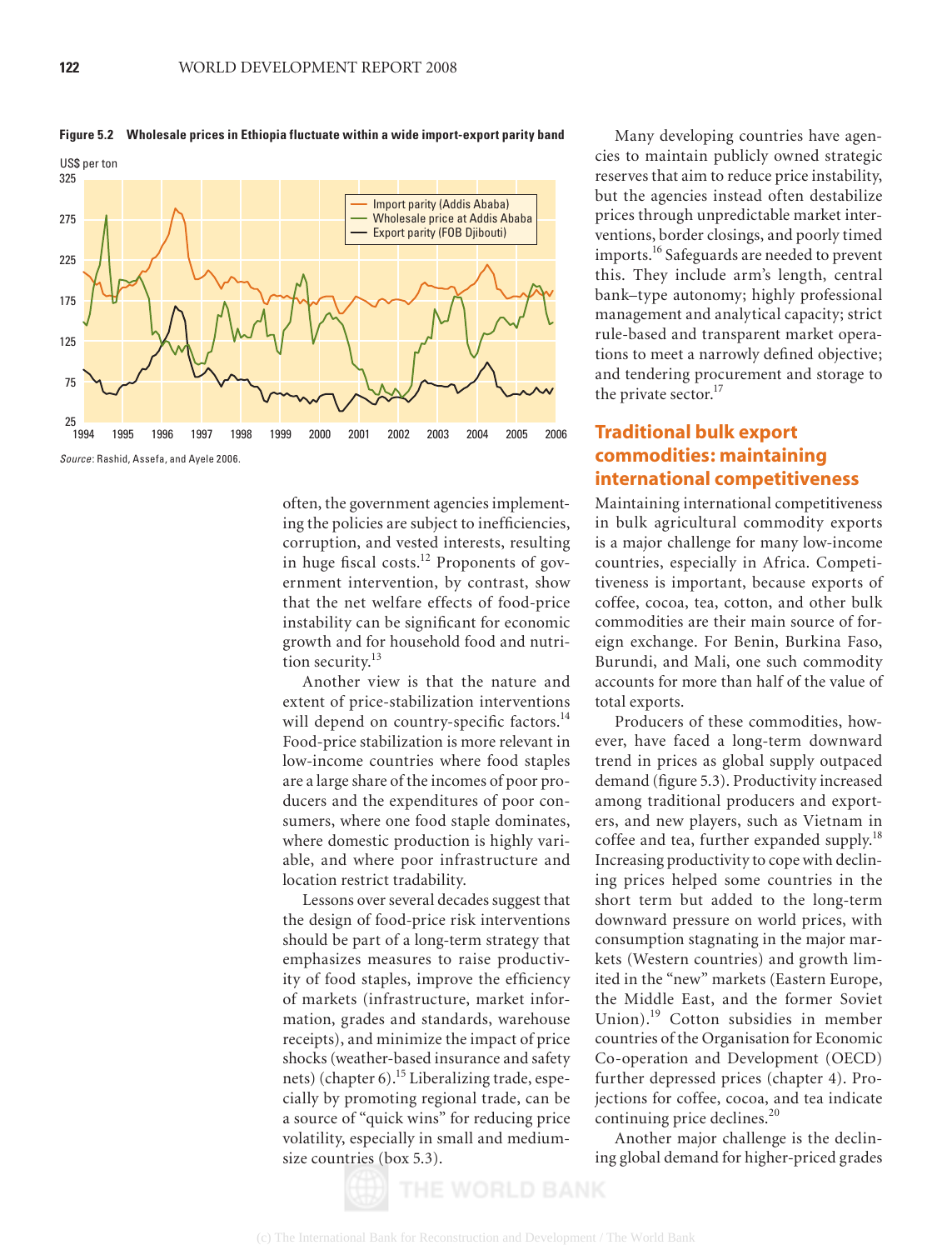**Figure 5.2 Wholesale prices in Ethiopia fluctuate within a wide import-export parity band**

*Source*: Rashid, Assefa, and Ayele 2006.

often, the government agencies implementing the policies are subject to inefficiencies, corruption, and vested interests, resulting in huge fiscal costs.[12] Proponents of government intervention, by contrast, show that the net welfare effects of food-price instability can be significant for economic growth and for household food and nutrition security.[13]

Another view is that the nature and extent of price-stabilization interventions will depend on country-specific factors.[14] Food-price stabilization is more relevant in low-income countries where food staples are a large share of the incomes of poor producers and the expenditures of poor consumers, where one food staple dominates, where domestic production is highly variable, and where poor infrastructure and location restrict tradability.

Lessons over several decades suggest that the design of food-price risk interventions should be part of a long-term strategy that emphasizes measures to raise productivity of food staples, improve the efficiency of markets (infrastructure, market information, grades and standards, warehouse receipts), and minimize the impact of price shocks (weather-based insurance and safety nets) (chapter 6).[15] Liberalizing trade, especially by promoting regional trade, can be a source of "quick wins" for reducing price volatility, especially in small and medium-size countries (box 5.3).

Many developing countries have agencies to maintain publicly owned strategic reserves that aim to reduce price instability, but the agencies instead often destabilize prices through unpredictable market interventions, border closings, and poorly timed imports.[16] Safeguards are needed to prevent this. They include arm's length, central bank–type autonomy; highly professional management and analytical capacity; strict rule-based and transparent market operations to meet a narrowly defined objective; and tendering procurement and storage to the private sector.[17]

## Traditional bulk export commodities: maintaining international competitiveness

Maintaining international competitiveness in bulk agricultural commodity exports is a major challenge for many low-income countries, especially in Africa. Competitiveness is important, because exports of coffee, cocoa, tea, cotton, and other bulk commodities are their main source of foreign exchange. For Benin, Burkina Faso, Burundi, and Mali, one such commodity accounts for more than half of the value of total exports.

Producers of these commodities, however, have faced a long-term downward trend in prices as global supply outpaced demand (figure 5.3). Productivity increased among traditional producers and exporters, and new players, such as Vietnam in coffee and tea, further expanded supply.[18] Increasing productivity to cope with declining prices helped some countries in the short term but added to the long-term downward pressure on world prices, with consumption stagnating in the major markets (Western countries) and growth limited in the "new" markets (Eastern Europe, the Middle East, and the former Soviet Union).[19] Cotton subsidies in member countries of the Organisation for Economic Co-operation and Development (OECD) further depressed prices (chapter 4). Projections for coffee, cocoa, and tea indicate continuing price declines.[20]

Another major challenge is the declining global demand for higher-priced grades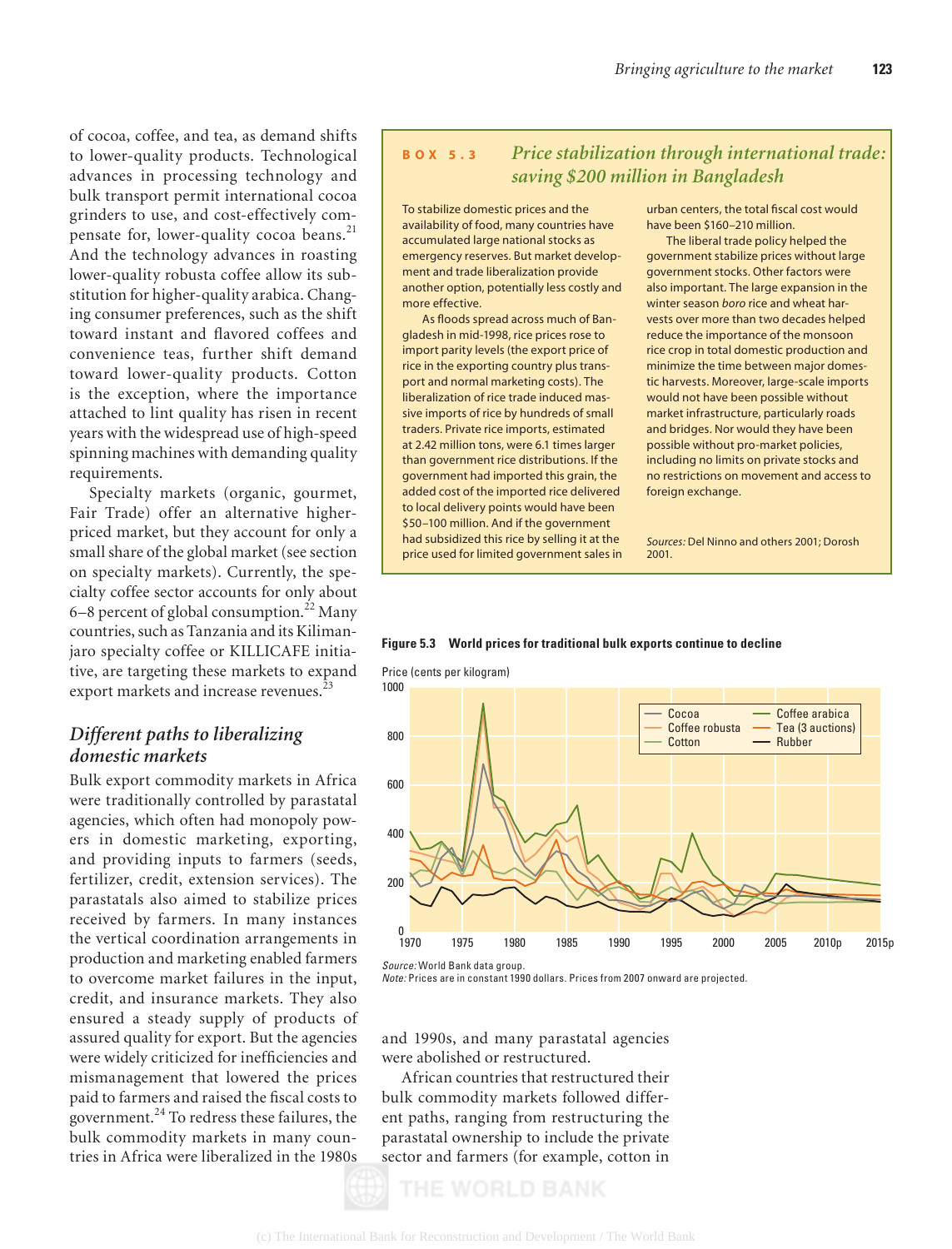of cocoa, coffee, and tea, as demand shifts to lower-quality products. Technological advances in processing technology and bulk transport permit international cocoa grinders to use, and cost-effectively compensate for, lower-quality cocoa beans.[21] And the technology advances in roasting lower-quality robusta coffee allow its substitution for higher-quality arabica. Changing consumer preferences, such as the shift toward instant and flavored coffees and convenience teas, further shift demand toward lower-quality products. Cotton is the exception, where the importance attached to lint quality has risen in recent years with the widespread use of high-speed spinning machines with demanding quality requirements.

Specialty markets (organic, gourmet, Fair Trade) offer an alternative higher-priced market, but they account for only a small share of the global market (see section on specialty markets). Currently, the specialty coffee sector accounts for only about 6–8 percent of global consumption.[22] Many countries, such as Tanzania and its Kilimanjaro specialty coffee or KILLICAFE initiative, are targeting these markets to expand export markets and increase revenues.[23]

> **BOX 5.3** *Price stabilization through international trade: saving $200 million in Bangladesh*
>
> To stabilize domestic prices and the availability of food, many countries have accumulated large national stocks as emergency reserves. But market development and trade liberalization provide another option, potentially less costly and more effective.
>
> As floods spread across much of Bangladesh in mid-1998, rice prices rose to import parity levels (the export price of rice in the exporting country plus transport and normal marketing costs). The liberalization of rice trade induced massive imports of rice by hundreds of small traders. Private rice imports, estimated at 2.42 million tons, were 6.1 times larger than government rice distributions. If the government had imported this grain, the added cost of the imported rice delivered to local delivery points would have been $50–100 million. And if the government had subsidized this rice by selling it at the price used for limited government sales in urban centers, the total fiscal cost would have been $160–210 million.
>
> The liberal trade policy helped the government stabilize prices without large government stocks. Other factors were also important. The large expansion in the winter season *boro* rice and wheat harvests over more than two decades helped reduce the importance of the monsoon rice crop in total domestic production and minimize the time between major domestic harvests. Moreover, large-scale imports would not have been possible without market infrastructure, particularly roads and bridges. Nor would they have been possible without pro-market policies, including no limits on private stocks and no restrictions on movement and access to foreign exchange.
>
> *Sources:* Del Ninno and others 2001; Dorosh 2001.

**Figure 5.3 World prices for traditional bulk exports continue to decline**

*Source:* World Bank data group.
*Note:* Prices are in constant 1990 dollars. Prices from 2007 onward are projected.

## *Different paths to liberalizing domestic markets*

Bulk export commodity markets in Africa were traditionally controlled by parastatal agencies, which often had monopoly powers in domestic marketing, exporting, and providing inputs to farmers (seeds, fertilizer, credit, extension services). The parastatals also aimed to stabilize prices received by farmers. In many instances the vertical coordination arrangements in production and marketing enabled farmers to overcome market failures in the input, credit, and insurance markets. They also ensured a steady supply of products of assured quality for export. But the agencies were widely criticized for inefficiencies and mismanagement that lowered the prices paid to farmers and raised the fiscal costs to government.[24] To redress these failures, the bulk commodity markets in many countries in Africa were liberalized in the 1980s and 1990s, and many parastatal agencies were abolished or restructured.

African countries that restructured their bulk commodity markets followed different paths, ranging from restructuring the parastatal ownership to include the private sector and farmers (for example, cotton in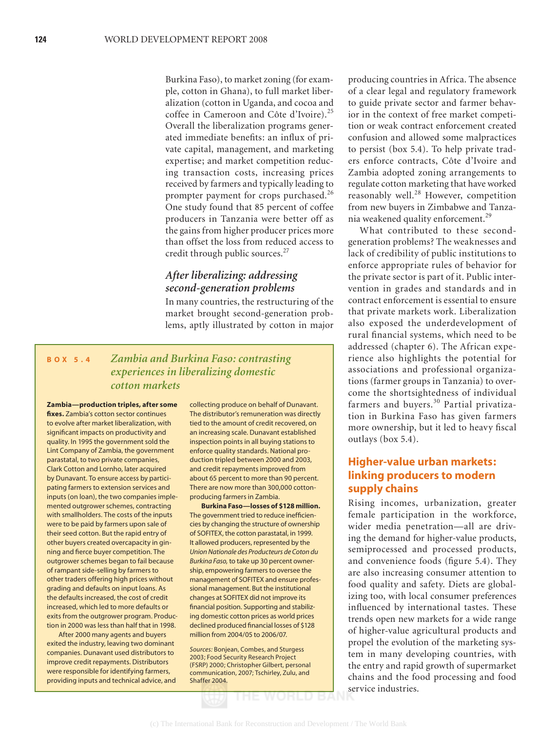Burkina Faso), to market zoning (for example, cotton in Ghana), to full market liberalization (cotton in Uganda, and cocoa and coffee in Cameroon and Côte d'Ivoire).[25] Overall the liberalization programs generated immediate benefits: an influx of private capital, management, and marketing expertise; and market competition reducing transaction costs, increasing prices received by farmers and typically leading to prompter payment for crops purchased.[26] One study found that 85 percent of coffee producers in Tanzania were better off as the gains from higher producer prices more than offset the loss from reduced access to credit through public sources.[27]

### After liberalizing: addressing second-generation problems

In many countries, the restructuring of the market brought second-generation problems, aptly illustrated by cotton in major producing countries in Africa. The absence of a clear legal and regulatory framework to guide private sector and farmer behavior in the context of free market competition or weak contract enforcement created confusion and allowed some malpractices to persist (box 5.4). To help private traders enforce contracts, Côte d'Ivoire and Zambia adopted zoning arrangements to regulate cotton marketing that have worked reasonably well.[28] However, competition from new buyers in Zimbabwe and Tanzania weakened quality enforcement.[29]

What contributed to these second-generation problems? The weaknesses and lack of credibility of public institutions to enforce appropriate rules of behavior for the private sector is part of it. Public intervention in grades and standards and in contract enforcement is essential to ensure that private markets work. Liberalization also exposed the underdevelopment of rural financial systems, which need to be addressed (chapter 6). The African experience also highlights the potential for associations and professional organizations (farmer groups in Tanzania) to overcome the shortsightedness of individual farmers and buyers.[30] Partial privatization in Burkina Faso has given farmers more ownership, but it led to heavy fiscal outlays (box 5.4).

> **BOX 5.4** *Zambia and Burkina Faso: contrasting experiences in liberalizing domestic cotton markets*
>
> **Zambia—production triples, after some fixes.** Zambia's cotton sector continues to evolve after market liberalization, with significant impacts on productivity and quality. In 1995 the government sold the Lint Company of Zambia, the government parastatal, to two private companies, Clark Cotton and Lornho, later acquired by Dunavant. To ensure access by participating farmers to extension services and inputs (on loan), the two companies implemented outgrower schemes, contracting with smallholders. The costs of the inputs were to be paid by farmers upon sale of their seed cotton. But the rapid entry of other buyers created overcapacity in ginning and fierce buyer competition. The outgrower schemes began to fail because of rampant side-selling by farmers to other traders offering high prices without grading and defaults on input loans. As the defaults increased, the cost of credit increased, which led to more defaults or exits from the outgrower program. Production in 2000 was less than half that in 1998.
>
> After 2000 many agents and buyers exited the industry, leaving two dominant companies. Dunavant used distributors to improve credit repayments. Distributors were responsible for identifying farmers, providing inputs and technical advice, and collecting produce on behalf of Dunavant. The distributor's remuneration was directly tied to the amount of credit recovered, on an increasing scale. Dunavant established inspection points in all buying stations to enforce quality standards. National production tripled between 2000 and 2003, and credit repayments improved from about 65 percent to more than 90 percent. There are now more than 300,000 cotton-producing farmers in Zambia.
>
> **Burkina Faso—losses of $128 million.** The government tried to reduce inefficiencies by changing the structure of ownership of SOFITEX, the cotton parastatal, in 1999. It allowed producers, represented by the *Union Nationale des Producteurs de Coton du Burkina Faso,* to take up 30 percent ownership, empowering farmers to oversee the management of SOFITEX and ensure professional management. But the institutional changes at SOFITEX did not improve its financial position. Supporting and stabilizing domestic cotton prices as world prices declined produced financial losses of $128 million from 2004/05 to 2006/07.
>
> *Sources:* Bonjean, Combes, and Sturgess 2003; Food Security Research Project (FSRP) 2000; Christopher Gilbert, personal communication, 2007; Tschirley, Zulu, and Shaffer 2004.

## Higher-value urban markets: linking producers to modern supply chains

Rising incomes, urbanization, greater female participation in the workforce, wider media penetration—all are driving the demand for higher-value products, semiprocessed and processed products, and convenience foods (figure 5.4). They are also increasing consumer attention to food quality and safety. Diets are globalizing too, with local consumer preferences influenced by international tastes. These trends open new markets for a wide range of higher-value agricultural products and propel the evolution of the marketing system in many developing countries, with the entry and rapid growth of supermarket chains and the food processing and food service industries.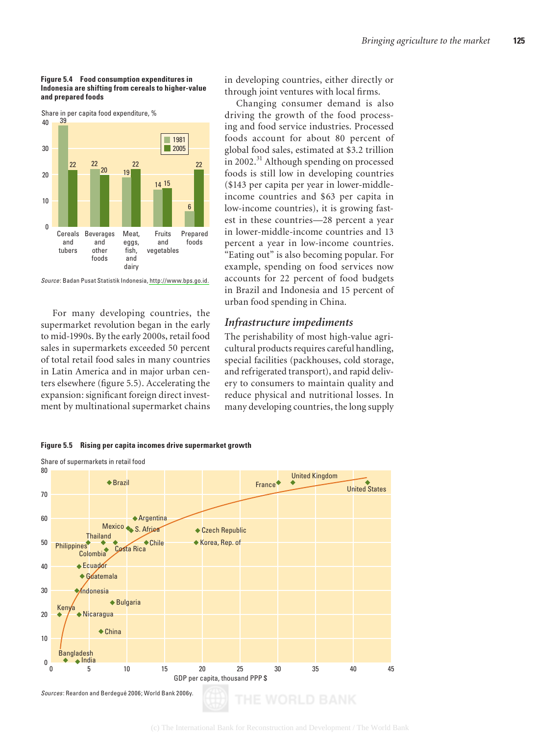**Figure 5.4 Food consumption expenditures in Indonesia are shifting from cereals to higher-value and prepared foods**

Share in per capita food expenditure, %

| | 1981 | 2005 |
|---|---|---|
| Cereals and tubers | 39 | 22 |
| Beverages and other foods | 22 | 20 |
| Meat, eggs, fish, and dairy | 19 | 22 |
| Fruits and vegetables | 14 | 15 |
| Prepared foods | 6 | 22 |

*Source*: Badan Pusat Statistik Indonesia, http://www.bps.go.id.

For many developing countries, the supermarket revolution began in the early to mid-1990s. By the early 2000s, retail food sales in supermarkets exceeded 50 percent of total retail food sales in many countries in Latin America and in major urban centers elsewhere (figure 5.5). Accelerating the expansion: significant foreign direct investment by multinational supermarket chains in developing countries, either directly or through joint ventures with local firms.

Changing consumer demand is also driving the growth of the food processing and food service industries. Processed foods account for about 80 percent of global food sales, estimated at $3.2 trillion in 2002.[31] Although spending on processed foods is still low in developing countries ($143 per capita per year in lower-middle-income countries and $63 per capita in low-income countries), it is growing fastest in these countries—28 percent a year in lower-middle-income countries and 13 percent a year in low-income countries. "Eating out" is also becoming popular. For example, spending on food services now accounts for 22 percent of food budgets in Brazil and Indonesia and 15 percent of urban food spending in China.

### *Infrastructure impediments*

The perishability of most high-value agricultural products requires careful handling, special facilities (packhouses, cold storage, and refrigerated transport), and rapid delivery to consumers to maintain quality and reduce physical and nutritional losses. In many developing countries, the long supply

**Figure 5.5 Rising per capita incomes drive supermarket growth**

Share of supermarkets in retail food (y-axis, 0–80) vs. GDP per capita, thousand PPP $ (x-axis, 0–45). Countries shown: Brazil, Argentina, Mexico, S. Africa, Thailand, Philippines, Colombia, Costa Rica, Chile, Ecuador, Guatemala, Indonesia, Bulgaria, Kenya, Nicaragua, China, Bangladesh, India, Czech Republic, Korea, Rep. of, France, United Kingdom, United States.

*Sources*: Reardon and Berdegué 2006; World Bank 2006y.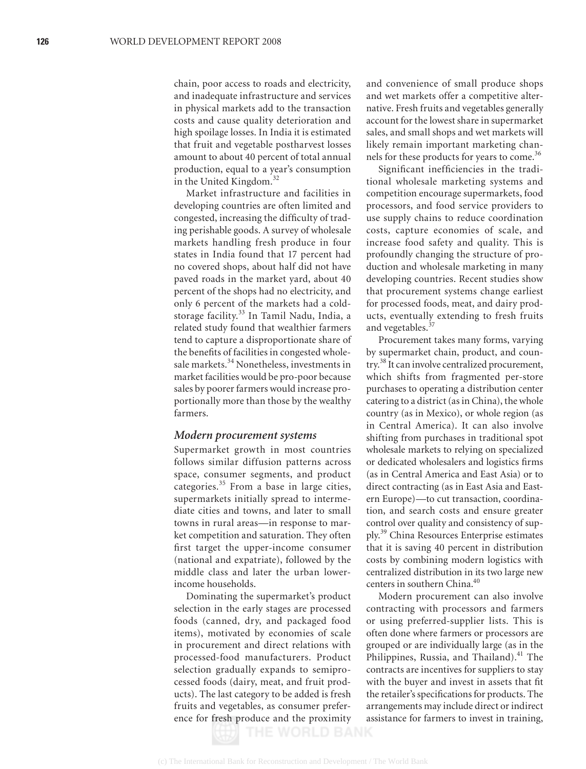chain, poor access to roads and electricity, and inadequate infrastructure and services in physical markets add to the transaction costs and cause quality deterioration and high spoilage losses. In India it is estimated that fruit and vegetable postharvest losses amount to about 40 percent of total annual production, equal to a year's consumption in the United Kingdom.[32]

Market infrastructure and facilities in developing countries are often limited and congested, increasing the difficulty of trading perishable goods. A survey of wholesale markets handling fresh produce in four states in India found that 17 percent had no covered shops, about half did not have paved roads in the market yard, about 40 percent of the shops had no electricity, and only 6 percent of the markets had a cold-storage facility.[33] In Tamil Nadu, India, a related study found that wealthier farmers tend to capture a disproportionate share of the benefits of facilities in congested wholesale markets.[34] Nonetheless, investments in market facilities would be pro-poor because sales by poorer farmers would increase proportionally more than those by the wealthy farmers.

### *Modern procurement systems*

Supermarket growth in most countries follows similar diffusion patterns across space, consumer segments, and product categories.[35] From a base in large cities, supermarkets initially spread to intermediate cities and towns, and later to small towns in rural areas—in response to market competition and saturation. They often first target the upper-income consumer (national and expatriate), followed by the middle class and later the urban lower-income households.

Dominating the supermarket's product selection in the early stages are processed foods (canned, dry, and packaged food items), motivated by economies of scale in procurement and direct relations with processed-food manufacturers. Product selection gradually expands to semiprocessed foods (dairy, meat, and fruit products). The last category to be added is fresh fruits and vegetables, as consumer preference for fresh produce and the proximity and convenience of small produce shops and wet markets offer a competitive alternative. Fresh fruits and vegetables generally account for the lowest share in supermarket sales, and small shops and wet markets will likely remain important marketing channels for these products for years to come.[36]

Significant inefficiencies in the traditional wholesale marketing systems and competition encourage supermarkets, food processors, and food service providers to use supply chains to reduce coordination costs, capture economies of scale, and increase food safety and quality. This is profoundly changing the structure of production and wholesale marketing in many developing countries. Recent studies show that procurement systems change earliest for processed foods, meat, and dairy products, eventually extending to fresh fruits and vegetables.[37]

Procurement takes many forms, varying by supermarket chain, product, and country.[38] It can involve centralized procurement, which shifts from fragmented per-store purchases to operating a distribution center catering to a district (as in China), the whole country (as in Mexico), or whole region (as in Central America). It can also involve shifting from purchases in traditional spot wholesale markets to relying on specialized or dedicated wholesalers and logistics firms (as in Central America and East Asia) or to direct contracting (as in East Asia and Eastern Europe)—to cut transaction, coordination, and search costs and ensure greater control over quality and consistency of supply.[39] China Resources Enterprise estimates that it is saving 40 percent in distribution costs by combining modern logistics with centralized distribution in its two large new centers in southern China.[40]

Modern procurement can also involve contracting with processors and farmers or using preferred-supplier lists. This is often done where farmers or processors are grouped or are individually large (as in the Philippines, Russia, and Thailand).[41] The contracts are incentives for suppliers to stay with the buyer and invest in assets that fit the retailer's specifications for products. The arrangements may include direct or indirect assistance for farmers to invest in training,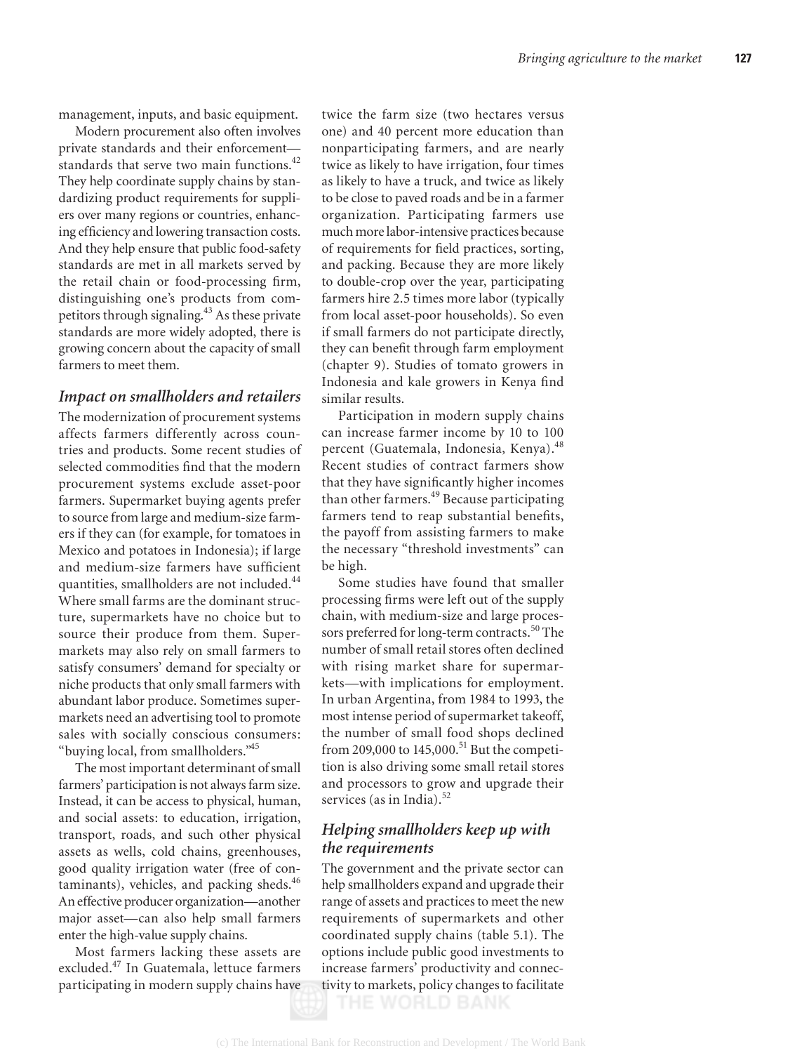management, inputs, and basic equipment.

Modern procurement also often involves private standards and their enforcement—standards that serve two main functions.[42] They help coordinate supply chains by standardizing product requirements for suppliers over many regions or countries, enhancing efficiency and lowering transaction costs. And they help ensure that public food-safety standards are met in all markets served by the retail chain or food-processing firm, distinguishing one's products from competitors through signaling.[43] As these private standards are more widely adopted, there is growing concern about the capacity of small farmers to meet them.

### *Impact on smallholders and retailers*

The modernization of procurement systems affects farmers differently across countries and products. Some recent studies of selected commodities find that the modern procurement systems exclude asset-poor farmers. Supermarket buying agents prefer to source from large and medium-size farmers if they can (for example, for tomatoes in Mexico and potatoes in Indonesia); if large and medium-size farmers have sufficient quantities, smallholders are not included.[44] Where small farms are the dominant structure, supermarkets have no choice but to source their produce from them. Supermarkets may also rely on small farmers to satisfy consumers' demand for specialty or niche products that only small farmers with abundant labor produce. Sometimes supermarkets need an advertising tool to promote sales with socially conscious consumers: "buying local, from smallholders."[45]

The most important determinant of small farmers' participation is not always farm size. Instead, it can be access to physical, human, and social assets: to education, irrigation, transport, roads, and such other physical assets as wells, cold chains, greenhouses, good quality irrigation water (free of contaminants), vehicles, and packing sheds.[46] An effective producer organization—another major asset—can also help small farmers enter the high-value supply chains.

Most farmers lacking these assets are excluded.[47] In Guatemala, lettuce farmers participating in modern supply chains have twice the farm size (two hectares versus one) and 40 percent more education than nonparticipating farmers, and are nearly twice as likely to have irrigation, four times as likely to have a truck, and twice as likely to be close to paved roads and be in a farmer organization. Participating farmers use much more labor-intensive practices because of requirements for field practices, sorting, and packing. Because they are more likely to double-crop over the year, participating farmers hire 2.5 times more labor (typically from local asset-poor households). So even if small farmers do not participate directly, they can benefit through farm employment (chapter 9). Studies of tomato growers in Indonesia and kale growers in Kenya find similar results.

Participation in modern supply chains can increase farmer income by 10 to 100 percent (Guatemala, Indonesia, Kenya).[48] Recent studies of contract farmers show that they have significantly higher incomes than other farmers.[49] Because participating farmers tend to reap substantial benefits, the payoff from assisting farmers to make the necessary "threshold investments" can be high.

Some studies have found that smaller processing firms were left out of the supply chain, with medium-size and large processors preferred for long-term contracts.[50] The number of small retail stores often declined with rising market share for supermarkets—with implications for employment. In urban Argentina, from 1984 to 1993, the most intense period of supermarket takeoff, the number of small food shops declined from 209,000 to 145,000.[51] But the competition is also driving some small retail stores and processors to grow and upgrade their services (as in India).[52]

### *Helping smallholders keep up with the requirements*

The government and the private sector can help smallholders expand and upgrade their range of assets and practices to meet the new requirements of supermarkets and other coordinated supply chains (table 5.1). The options include public good investments to increase farmers' productivity and connectivity to markets, policy changes to facilitate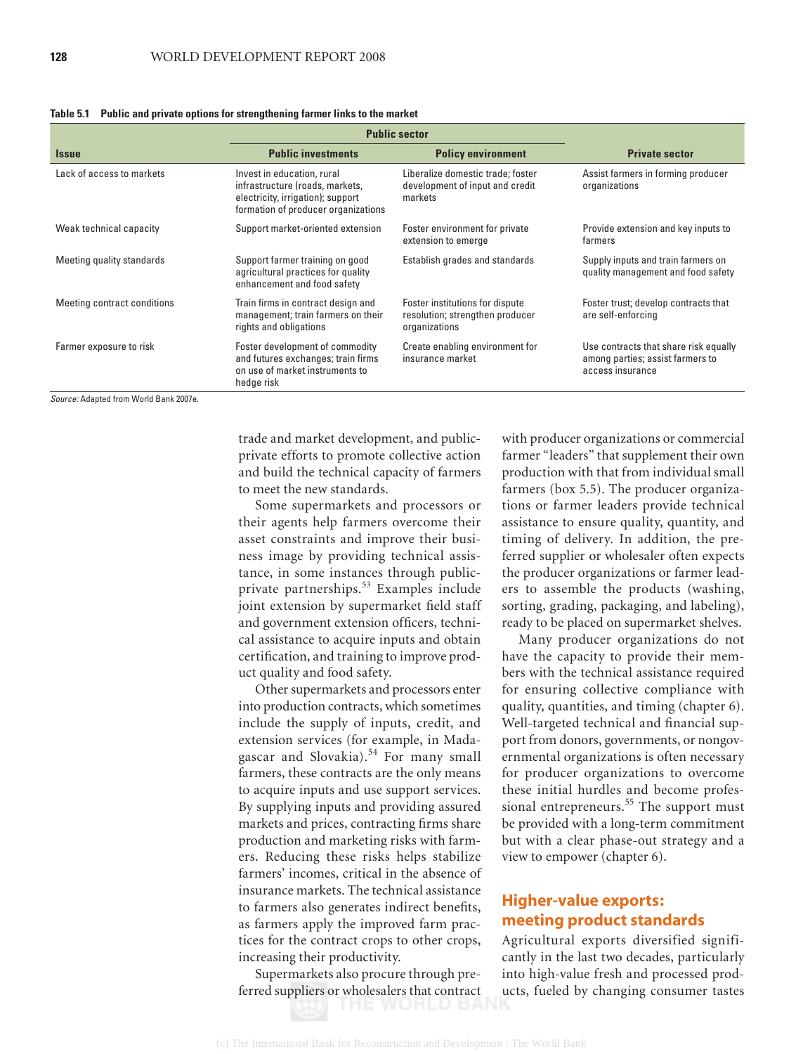Table 5.1 Public and private options for strengthening farmer links to the market

| Issue | Public sector: Public investments | Public sector: Policy environment | Private sector |
|---|---|---|---|
| Lack of access to markets | Invest in education, rural infrastructure (roads, markets, electricity, irrigation); support formation of producer organizations | Liberalize domestic trade; foster development of input and credit markets | Assist farmers in forming producer organizations |
| Weak technical capacity | Support market-oriented extension | Foster environment for private extension to emerge | Provide extension and key inputs to farmers |
| Meeting quality standards | Support farmer training on good agricultural practices for quality enhancement and food safety | Establish grades and standards | Supply inputs and train farmers on quality management and food safety |
| Meeting contract conditions | Train firms in contract design and management; train farmers on their rights and obligations | Foster institutions for dispute resolution; strengthen producer organizations | Foster trust; develop contracts that are self-enforcing |
| Farmer exposure to risk | Foster development of commodity and futures exchanges; train firms on use of market instruments to hedge risk | Create enabling environment for insurance market | Use contracts that share risk equally among parties; assist farmers to access insurance |

*Source:* Adapted from World Bank 2007e.

trade and market development, and public-private efforts to promote collective action and build the technical capacity of farmers to meet the new standards.

Some supermarkets and processors or their agents help farmers overcome their asset constraints and improve their business image by providing technical assistance, in some instances through public-private partnerships.[53] Examples include joint extension by supermarket field staff and government extension officers, technical assistance to acquire inputs and obtain certification, and training to improve product quality and food safety.

Other supermarkets and processors enter into production contracts, which sometimes include the supply of inputs, credit, and extension services (for example, in Madagascar and Slovakia).[54] For many small farmers, these contracts are the only means to acquire inputs and use support services. By supplying inputs and providing assured markets and prices, contracting firms share production and marketing risks with farmers. Reducing these risks helps stabilize farmers' incomes, critical in the absence of insurance markets. The technical assistance to farmers also generates indirect benefits, as farmers apply the improved farm practices for the contract crops to other crops, increasing their productivity.

Supermarkets also procure through preferred suppliers or wholesalers that contract with producer organizations or commercial farmer "leaders" that supplement their own production with that from individual small farmers (box 5.5). The producer organizations or farmer leaders provide technical assistance to ensure quality, quantity, and timing of delivery. In addition, the preferred supplier or wholesaler often expects the producer organizations or farmer leaders to assemble the products (washing, sorting, grading, packaging, and labeling), ready to be placed on supermarket shelves.

Many producer organizations do not have the capacity to provide their members with the technical assistance required for ensuring collective compliance with quality, quantities, and timing (chapter 6). Well-targeted technical and financial support from donors, governments, or nongovernmental organizations is often necessary for producer organizations to overcome these initial hurdles and become professional entrepreneurs.[55] The support must be provided with a long-term commitment but with a clear phase-out strategy and a view to empower (chapter 6).

## Higher-value exports: meeting product standards

Agricultural exports diversified significantly in the last two decades, particularly into high-value fresh and processed products, fueled by changing consumer tastes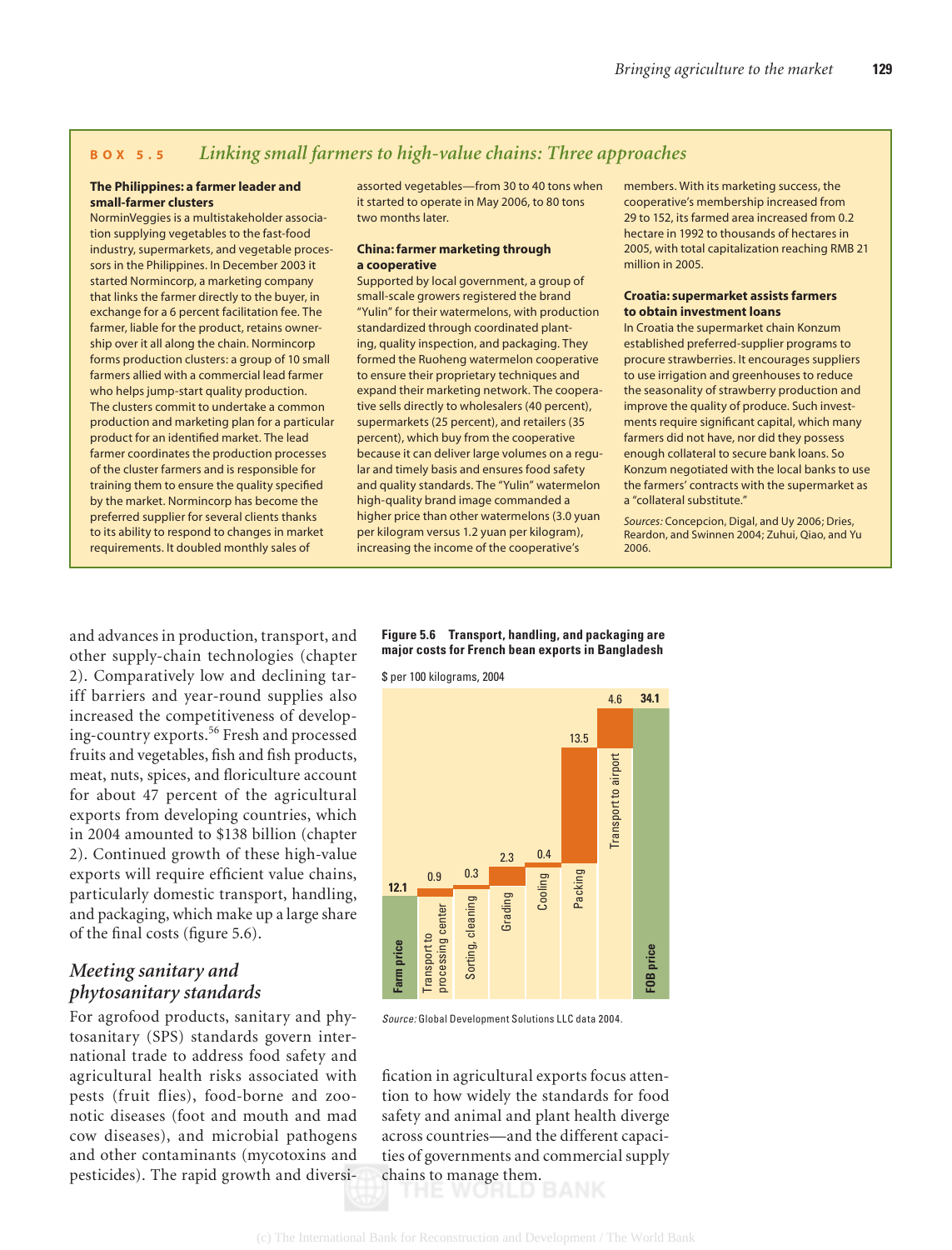## BOX 5.5 *Linking small farmers to high-value chains: Three approaches*

**The Philippines: a farmer leader and small-farmer clusters**

NorminVeggies is a multistakeholder association supplying vegetables to the fast-food industry, supermarkets, and vegetable processors in the Philippines. In December 2003 it started Normincorp, a marketing company that links the farmer directly to the buyer, in exchange for a 6 percent facilitation fee. The farmer, liable for the product, retains ownership over it all along the chain. Normincorp forms production clusters: a group of 10 small farmers allied with a commercial lead farmer who helps jump-start quality production. The clusters commit to undertake a common production and marketing plan for a particular product for an identified market. The lead farmer coordinates the production processes of the cluster farmers and is responsible for training them to ensure the quality specified by the market. Normincorp has become the preferred supplier for several clients thanks to its ability to respond to changes in market requirements. It doubled monthly sales of assorted vegetables—from 30 to 40 tons when it started to operate in May 2006, to 80 tons two months later.

**China: farmer marketing through a cooperative**

Supported by local government, a group of small-scale growers registered the brand "Yulin" for their watermelons, with production standardized through coordinated planting, quality inspection, and packaging. They formed the Ruoheng watermelon cooperative to ensure their proprietary techniques and expand their marketing network. The cooperative sells directly to wholesalers (40 percent), supermarkets (25 percent), and retailers (35 percent), which buy from the cooperative because it can deliver large volumes on a regular and timely basis and ensures food safety and quality standards. The "Yulin" watermelon high-quality brand image commanded a higher price than other watermelons (3.0 yuan per kilogram versus 1.2 yuan per kilogram), increasing the income of the cooperative's members. With its marketing success, the cooperative's membership increased from 29 to 152, its farmed area increased from 0.2 hectare in 1992 to thousands of hectares in 2005, with total capitalization reaching RMB 21 million in 2005.

**Croatia: supermarket assists farmers to obtain investment loans**

In Croatia the supermarket chain Konzum established preferred-supplier programs to procure strawberries. It encourages suppliers to use irrigation and greenhouses to reduce the seasonality of strawberry production and improve the quality of produce. Such investments require significant capital, which many farmers did not have, nor did they possess enough collateral to secure bank loans. So Konzum negotiated with the local banks to use the farmers' contracts with the supermarket as a "collateral substitute."

*Sources:* Concepcion, Digal, and Uy 2006; Dries, Reardon, and Swinnen 2004; Zuhui, Qiao, and Yu 2006.

and advances in production, transport, and other supply-chain technologies (chapter 2). Comparatively low and declining tariff barriers and year-round supplies also increased the competitiveness of developing-country exports.[56] Fresh and processed fruits and vegetables, fish and fish products, meat, nuts, spices, and floriculture account for about 47 percent of the agricultural exports from developing countries, which in 2004 amounted to $138 billion (chapter 2). Continued growth of these high-value exports will require efficient value chains, particularly domestic transport, handling, and packaging, which make up a large share of the final costs (figure 5.6).

**Figure 5.6 Transport, handling, and packaging are major costs for French bean exports in Bangladesh**

$ per 100 kilograms, 2004

| Component | $ per 100 kg |
|---|---|
| Farm price | 12.1 |
| Transport to processing center | 0.9 |
| Sorting, cleaning | 0.3 |
| Grading | 2.3 |
| Cooling | 0.4 |
| Packing | 13.5 |
| Transport to airport | 4.6 |
| FOB price | 34.1 |

*Source:* Global Development Solutions LLC data 2004.

### *Meeting sanitary and phytosanitary standards*

For agrofood products, sanitary and phytosanitary (SPS) standards govern international trade to address food safety and agricultural health risks associated with pests (fruit flies), food-borne and zoonotic diseases (foot and mouth and mad cow diseases), and microbial pathogens and other contaminants (mycotoxins and pesticides). The rapid growth and diversification in agricultural exports focus attention to how widely the standards for food safety and animal and plant health diverge across countries—and the different capacities of governments and commercial supply chains to manage them.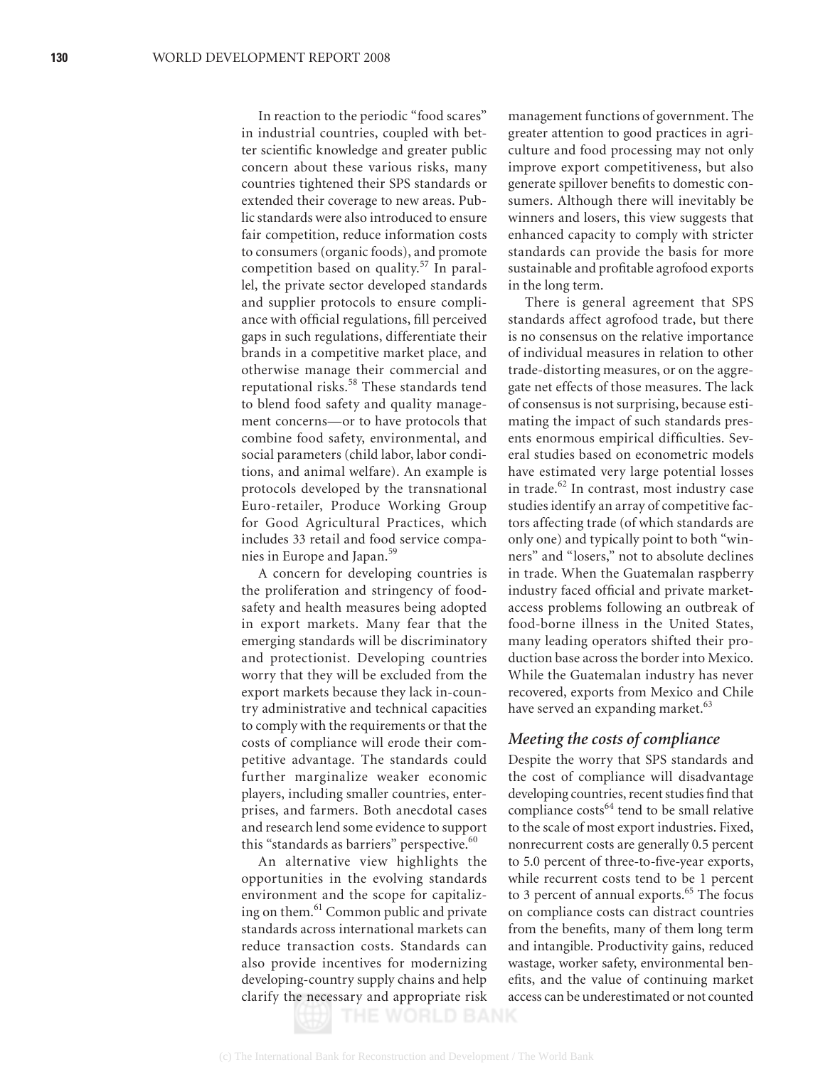In reaction to the periodic "food scares" in industrial countries, coupled with better scientific knowledge and greater public concern about these various risks, many countries tightened their SPS standards or extended their coverage to new areas. Public standards were also introduced to ensure fair competition, reduce information costs to consumers (organic foods), and promote competition based on quality.[57] In parallel, the private sector developed standards and supplier protocols to ensure compliance with official regulations, fill perceived gaps in such regulations, differentiate their brands in a competitive market place, and otherwise manage their commercial and reputational risks.[58] These standards tend to blend food safety and quality management concerns—or to have protocols that combine food safety, environmental, and social parameters (child labor, labor conditions, and animal welfare). An example is protocols developed by the transnational Euro-retailer, Produce Working Group for Good Agricultural Practices, which includes 33 retail and food service companies in Europe and Japan.[59]

A concern for developing countries is the proliferation and stringency of food-safety and health measures being adopted in export markets. Many fear that the emerging standards will be discriminatory and protectionist. Developing countries worry that they will be excluded from the export markets because they lack in-country administrative and technical capacities to comply with the requirements or that the costs of compliance will erode their competitive advantage. The standards could further marginalize weaker economic players, including smaller countries, enterprises, and farmers. Both anecdotal cases and research lend some evidence to support this "standards as barriers" perspective.[60]

An alternative view highlights the opportunities in the evolving standards environment and the scope for capitalizing on them.[61] Common public and private standards across international markets can reduce transaction costs. Standards can also provide incentives for modernizing developing-country supply chains and help clarify the necessary and appropriate risk management functions of government. The greater attention to good practices in agriculture and food processing may not only improve export competitiveness, but also generate spillover benefits to domestic consumers. Although there will inevitably be winners and losers, this view suggests that enhanced capacity to comply with stricter standards can provide the basis for more sustainable and profitable agrofood exports in the long term.

There is general agreement that SPS standards affect agrofood trade, but there is no consensus on the relative importance of individual measures in relation to other trade-distorting measures, or on the aggregate net effects of those measures. The lack of consensus is not surprising, because estimating the impact of such standards presents enormous empirical difficulties. Several studies based on econometric models have estimated very large potential losses in trade.[62] In contrast, most industry case studies identify an array of competitive factors affecting trade (of which standards are only one) and typically point to both "winners" and "losers," not to absolute declines in trade. When the Guatemalan raspberry industry faced official and private market-access problems following an outbreak of food-borne illness in the United States, many leading operators shifted their production base across the border into Mexico. While the Guatemalan industry has never recovered, exports from Mexico and Chile have served an expanding market.[63]

### *Meeting the costs of compliance*

Despite the worry that SPS standards and the cost of compliance will disadvantage developing countries, recent studies find that compliance costs[64] tend to be small relative to the scale of most export industries. Fixed, nonrecurrent costs are generally 0.5 percent to 5.0 percent of three-to-five-year exports, while recurrent costs tend to be 1 percent to 3 percent of annual exports.[65] The focus on compliance costs can distract countries from the benefits, many of them long term and intangible. Productivity gains, reduced wastage, worker safety, environmental benefits, and the value of continuing market access can be underestimated or not counted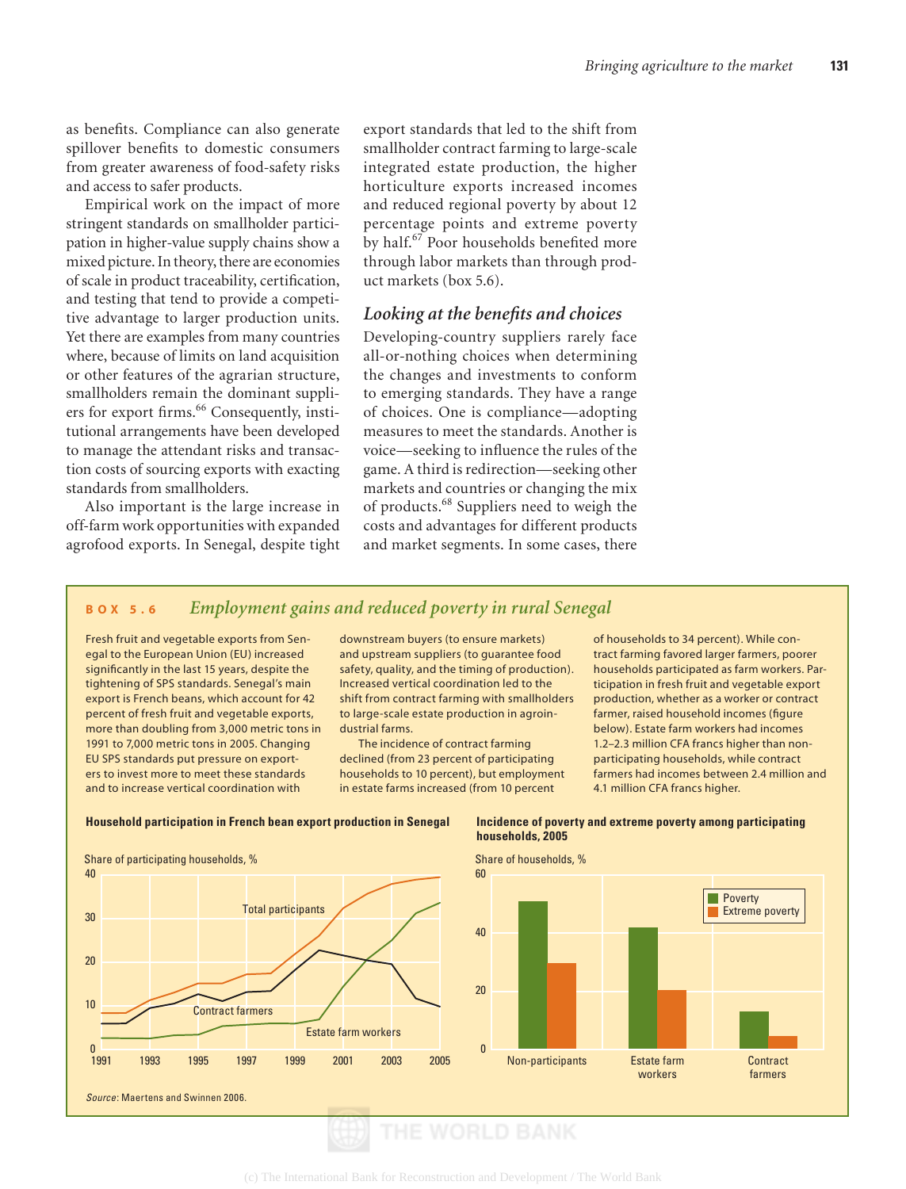as benefits. Compliance can also generate spillover benefits to domestic consumers from greater awareness of food-safety risks and access to safer products.

Empirical work on the impact of more stringent standards on smallholder participation in higher-value supply chains show a mixed picture. In theory, there are economies of scale in product traceability, certification, and testing that tend to provide a competitive advantage to larger production units. Yet there are examples from many countries where, because of limits on land acquisition or other features of the agrarian structure, smallholders remain the dominant suppliers for export firms.[66] Consequently, institutional arrangements have been developed to manage the attendant risks and transaction costs of sourcing exports with exacting standards from smallholders.

Also important is the large increase in off-farm work opportunities with expanded agrofood exports. In Senegal, despite tight export standards that led to the shift from smallholder contract farming to large-scale integrated estate production, the higher horticulture exports increased incomes and reduced regional poverty by about 12 percentage points and extreme poverty by half.[67] Poor households benefited more through labor markets than through product markets (box 5.6).

### *Looking at the benefits and choices*

Developing-country suppliers rarely face all-or-nothing choices when determining the changes and investments to conform to emerging standards. They have a range of choices. One is compliance—adopting measures to meet the standards. Another is voice—seeking to influence the rules of the game. A third is redirection—seeking other markets and countries or changing the mix of products.[68] Suppliers need to weigh the costs and advantages for different products and market segments. In some cases, there

---

**BOX 5.6** *Employment gains and reduced poverty in rural Senegal*

Fresh fruit and vegetable exports from Senegal to the European Union (EU) increased significantly in the last 15 years, despite the tightening of SPS standards. Senegal's main export is French beans, which account for 42 percent of fresh fruit and vegetable exports, more than doubling from 3,000 metric tons in 1991 to 7,000 metric tons in 2005. Changing EU SPS standards put pressure on exporters to invest more to meet these standards and to increase vertical coordination with downstream buyers (to ensure markets) and upstream suppliers (to guarantee food safety, quality, and the timing of production). Increased vertical coordination led to the shift from contract farming with smallholders to large-scale estate production in agroindustrial farms.

The incidence of contract farming declined (from 23 percent of participating households to 10 percent), but employment in estate farms increased (from 10 percent of households to 34 percent). While contract farming favored larger farmers, poorer households participated as farm workers. Participation in fresh fruit and vegetable export production, whether as a worker or contract farmer, raised household incomes (figure below). Estate farm workers had incomes 1.2–2.3 million CFA francs higher than nonparticipating households, while contract farmers had incomes between 2.4 million and 4.1 million CFA francs higher.

**Household participation in French bean export production in Senegal**

Share of participating households, %

(Line chart, 1991–2005: Total participants; Contract farmers; Estate farm workers)

**Incidence of poverty and extreme poverty among participating households, 2005**

Share of households, %

| | Poverty | Extreme poverty |
|---|---|---|
| Non-participants | ~51 | ~30 |
| Estate farm workers | ~42 | ~20 |
| Contract farmers | ~13 | ~4 |

*Source:* Maertens and Swinnen 2006.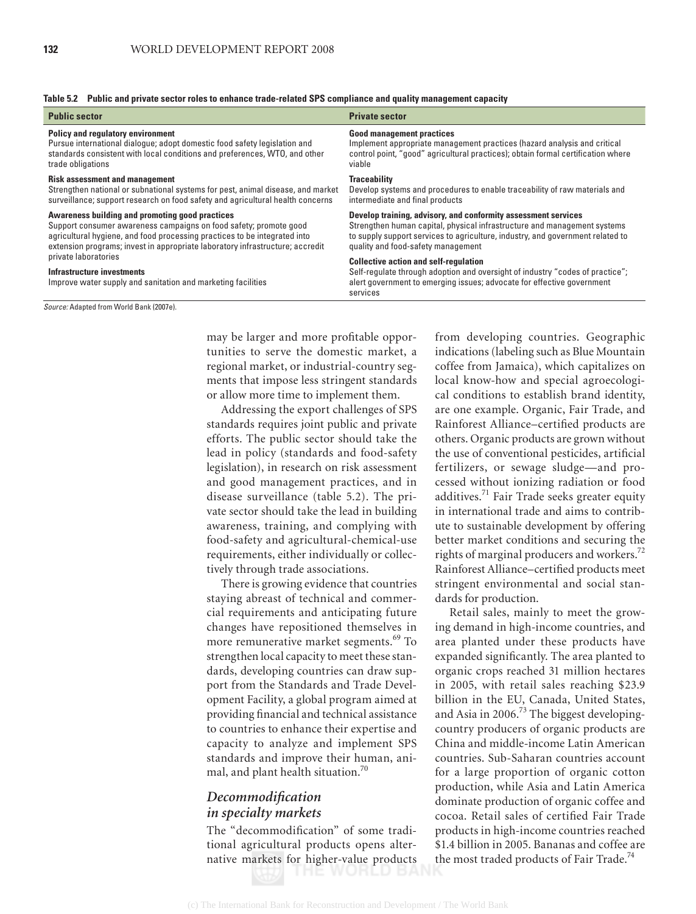**Table 5.2 Public and private sector roles to enhance trade-related SPS compliance and quality management capacity**

| Public sector | Private sector |
|---|---|
| **Policy and regulatory environment** Pursue international dialogue; adopt domestic food safety legislation and standards consistent with local conditions and preferences, WTO, and other trade obligations | **Good management practices** Implement appropriate management practices (hazard analysis and critical control point, "good" agricultural practices); obtain formal certification where viable |
| **Risk assessment and management** Strengthen national or subnational systems for pest, animal disease, and market surveillance; support research on food safety and agricultural health concerns | **Traceability** Develop systems and procedures to enable traceability of raw materials and intermediate and final products |
| **Awareness building and promoting good practices** Support consumer awareness campaigns on food safety; promote good agricultural hygiene, and food processing practices to be integrated into extension programs; invest in appropriate laboratory infrastructure; accredit private laboratories | **Develop training, advisory, and conformity assessment services** Strengthen human capital, physical infrastructure and management systems to supply support services to agriculture, industry, and government related to quality and food-safety management |
| **Infrastructure investments** Improve water supply and sanitation and marketing facilities | **Collective action and self-regulation** Self-regulate through adoption and oversight of industry "codes of practice"; alert government to emerging issues; advocate for effective government services |

*Source:* Adapted from World Bank (2007e).

may be larger and more profitable opportunities to serve the domestic market, a regional market, or industrial-country segments that impose less stringent standards or allow more time to implement them.

Addressing the export challenges of SPS standards requires joint public and private efforts. The public sector should take the lead in policy (standards and food-safety legislation), in research on risk assessment and good management practices, and in disease surveillance (table 5.2). The private sector should take the lead in building awareness, training, and complying with food-safety and agricultural-chemical-use requirements, either individually or collectively through trade associations.

There is growing evidence that countries staying abreast of technical and commercial requirements and anticipating future changes have repositioned themselves in more remunerative market segments.[69] To strengthen local capacity to meet these standards, developing countries can draw support from the Standards and Trade Development Facility, a global program aimed at providing financial and technical assistance to countries to enhance their expertise and capacity to analyze and implement SPS standards and improve their human, animal, and plant health situation.[70]

### *Decommodification in specialty markets*

The "decommodification" of some traditional agricultural products opens alternative markets for higher-value products from developing countries. Geographic indications (labeling such as Blue Mountain coffee from Jamaica), which capitalizes on local know-how and special agroecological conditions to establish brand identity, are one example. Organic, Fair Trade, and Rainforest Alliance–certified products are others. Organic products are grown without the use of conventional pesticides, artificial fertilizers, or sewage sludge—and processed without ionizing radiation or food additives.[71] Fair Trade seeks greater equity in international trade and aims to contribute to sustainable development by offering better market conditions and securing the rights of marginal producers and workers.[72] Rainforest Alliance–certified products meet stringent environmental and social standards for production.

Retail sales, mainly to meet the growing demand in high-income countries, and area planted under these products have expanded significantly. The area planted to organic crops reached 31 million hectares in 2005, with retail sales reaching $23.9 billion in the EU, Canada, United States, and Asia in 2006.[73] The biggest developing-country producers of organic products are China and middle-income Latin American countries. Sub-Saharan countries account for a large proportion of organic cotton production, while Asia and Latin America dominate production of organic coffee and cocoa. Retail sales of certified Fair Trade products in high-income countries reached $1.4 billion in 2005. Bananas and coffee are the most traded products of Fair Trade.[74]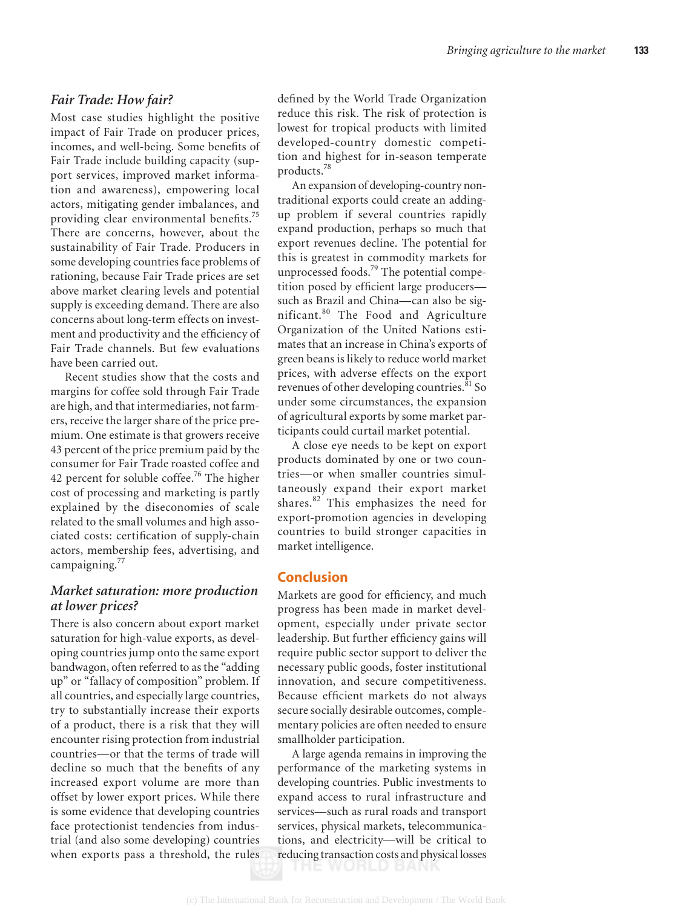### *Fair Trade: How fair?*

Most case studies highlight the positive impact of Fair Trade on producer prices, incomes, and well-being. Some benefits of Fair Trade include building capacity (support services, improved market information and awareness), empowering local actors, mitigating gender imbalances, and providing clear environmental benefits.[75] There are concerns, however, about the sustainability of Fair Trade. Producers in some developing countries face problems of rationing, because Fair Trade prices are set above market clearing levels and potential supply is exceeding demand. There are also concerns about long-term effects on investment and productivity and the efficiency of Fair Trade channels. But few evaluations have been carried out.

Recent studies show that the costs and margins for coffee sold through Fair Trade are high, and that intermediaries, not farmers, receive the larger share of the price premium. One estimate is that growers receive 43 percent of the price premium paid by the consumer for Fair Trade roasted coffee and 42 percent for soluble coffee.[76] The higher cost of processing and marketing is partly explained by the diseconomies of scale related to the small volumes and high associated costs: certification of supply-chain actors, membership fees, advertising, and campaigning.[77]

### *Market saturation: more production at lower prices?*

There is also concern about export market saturation for high-value exports, as developing countries jump onto the same export bandwagon, often referred to as the "adding up" or "fallacy of composition" problem. If all countries, and especially large countries, try to substantially increase their exports of a product, there is a risk that they will encounter rising protection from industrial countries—or that the terms of trade will decline so much that the benefits of any increased export volume are more than offset by lower export prices. While there is some evidence that developing countries face protectionist tendencies from industrial (and also some developing) countries when exports pass a threshold, the rules defined by the World Trade Organization reduce this risk. The risk of protection is lowest for tropical products with limited developed-country domestic competition and highest for in-season temperate products.[78]

An expansion of developing-country nontraditional exports could create an adding-up problem if several countries rapidly expand production, perhaps so much that export revenues decline. The potential for this is greatest in commodity markets for unprocessed foods.[79] The potential competition posed by efficient large producers—such as Brazil and China—can also be significant.[80] The Food and Agriculture Organization of the United Nations estimates that an increase in China's exports of green beans is likely to reduce world market prices, with adverse effects on the export revenues of other developing countries.[81] So under some circumstances, the expansion of agricultural exports by some market participants could curtail market potential.

A close eye needs to be kept on export products dominated by one or two countries—or when smaller countries simultaneously expand their export market shares.[82] This emphasizes the need for export-promotion agencies in developing countries to build stronger capacities in market intelligence.

## Conclusion

Markets are good for efficiency, and much progress has been made in market development, especially under private sector leadership. But further efficiency gains will require public sector support to deliver the necessary public goods, foster institutional innovation, and secure competitiveness. Because efficient markets do not always secure socially desirable outcomes, complementary policies are often needed to ensure smallholder participation.

A large agenda remains in improving the performance of the marketing systems in developing countries. Public investments to expand access to rural infrastructure and services—such as rural roads and transport services, physical markets, telecommunications, and electricity—will be critical to reducing transaction costs and physical losses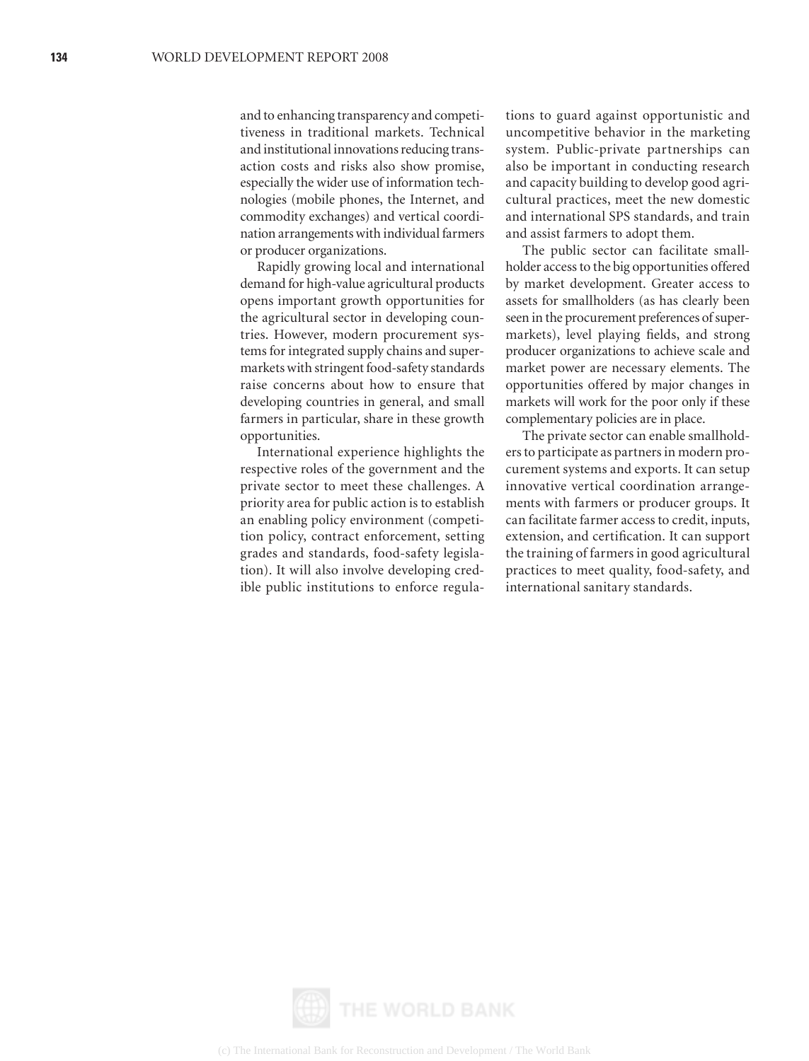and to enhancing transparency and competitiveness in traditional markets. Technical and institutional innovations reducing transaction costs and risks also show promise, especially the wider use of information technologies (mobile phones, the Internet, and commodity exchanges) and vertical coordination arrangements with individual farmers or producer organizations.

Rapidly growing local and international demand for high-value agricultural products opens important growth opportunities for the agricultural sector in developing countries. However, modern procurement systems for integrated supply chains and supermarkets with stringent food-safety standards raise concerns about how to ensure that developing countries in general, and small farmers in particular, share in these growth opportunities.

International experience highlights the respective roles of the government and the private sector to meet these challenges. A priority area for public action is to establish an enabling policy environment (competition policy, contract enforcement, setting grades and standards, food-safety legislation). It will also involve developing credible public institutions to enforce regulations to guard against opportunistic and uncompetitive behavior in the marketing system. Public-private partnerships can also be important in conducting research and capacity building to develop good agricultural practices, meet the new domestic and international SPS standards, and train and assist farmers to adopt them.

The public sector can facilitate smallholder access to the big opportunities offered by market development. Greater access to assets for smallholders (as has clearly been seen in the procurement preferences of supermarkets), level playing fields, and strong producer organizations to achieve scale and market power are necessary elements. The opportunities offered by major changes in markets will work for the poor only if these complementary policies are in place.

The private sector can enable smallholders to participate as partners in modern procurement systems and exports. It can setup innovative vertical coordination arrangements with farmers or producer groups. It can facilitate farmer access to credit, inputs, extension, and certification. It can support the training of farmers in good agricultural practices to meet quality, food-safety, and international sanitary standards.